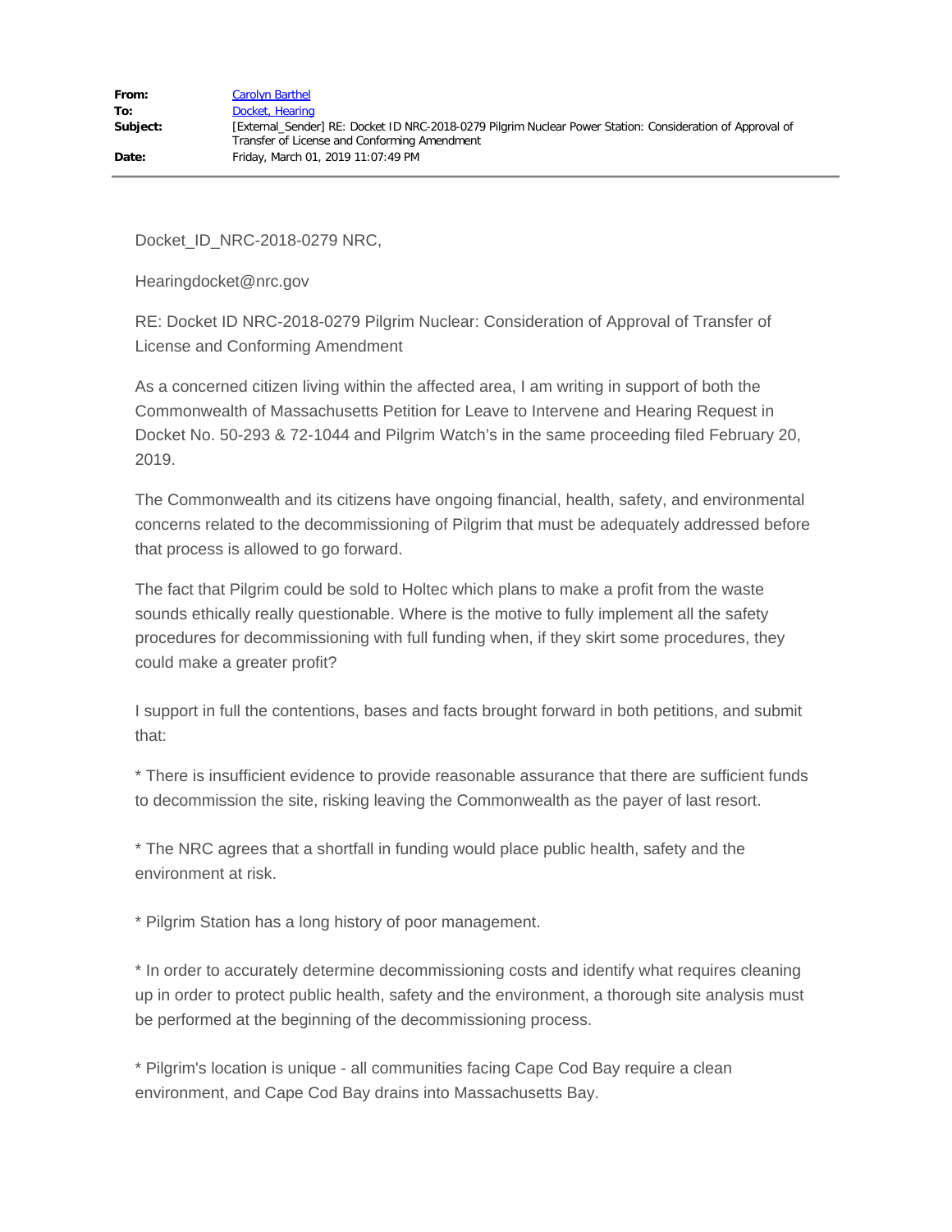| | |
|---|---|
| **From:** | Carolyn Barthel |
| **To:** | Docket, Hearing |
| **Subject:** | [External_Sender] RE: Docket ID NRC-2018-0279 Pilgrim Nuclear Power Station: Consideration of Approval of Transfer of License and Conforming Amendment |
| **Date:** | Friday, March 01, 2019 11:07:49 PM |

Docket_ID_NRC-2018-0279 NRC,

Hearingdocket@nrc.gov

RE: Docket ID NRC-2018-0279 Pilgrim Nuclear: Consideration of Approval of Transfer of License and Conforming Amendment

As a concerned citizen living within the affected area, I am writing in support of both the Commonwealth of Massachusetts Petition for Leave to Intervene and Hearing Request in Docket No. 50-293 & 72-1044 and Pilgrim Watch's in the same proceeding filed February 20, 2019.

The Commonwealth and its citizens have ongoing financial, health, safety, and environmental concerns related to the decommissioning of Pilgrim that must be adequately addressed before that process is allowed to go forward.

The fact that Pilgrim could be sold to Holtec which plans to make a profit from the waste sounds ethically really questionable. Where is the motive to fully implement all the safety procedures for decommissioning with full funding when, if they skirt some procedures, they could make a greater profit?

I support in full the contentions, bases and facts brought forward in both petitions, and submit that:

* There is insufficient evidence to provide reasonable assurance that there are sufficient funds to decommission the site, risking leaving the Commonwealth as the payer of last resort.

* The NRC agrees that a shortfall in funding would place public health, safety and the environment at risk.

* Pilgrim Station has a long history of poor management.

* In order to accurately determine decommissioning costs and identify what requires cleaning up in order to protect public health, safety and the environment, a thorough site analysis must be performed at the beginning of the decommissioning process.

* Pilgrim's location is unique - all communities facing Cape Cod Bay require a clean environment, and Cape Cod Bay drains into Massachusetts Bay.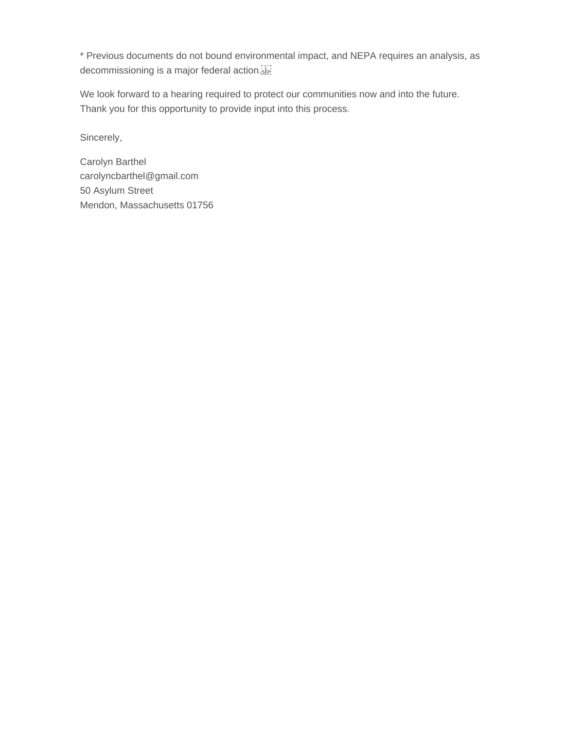* Previous documents do not bound environmental impact, and NEPA requires an analysis, as decommissioning is a major federal action.

We look forward to a hearing required to protect our communities now and into the future. Thank you for this opportunity to provide input into this process.

Sincerely,

Carolyn Barthel  
carolyncbarthel@gmail.com  
50 Asylum Street  
Mendon, Massachusetts 01756